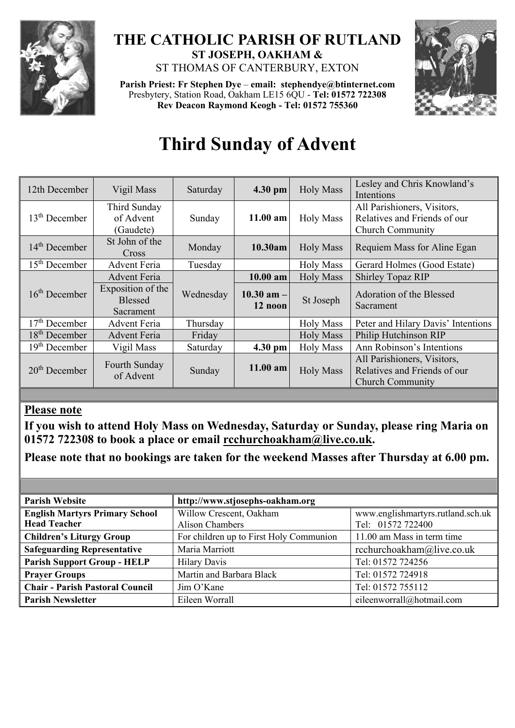# THE CATHOLIC PARISH OF RUTLAND

**ST JOSEPH, OAKHAM &**

ST THOMAS OF CANTERBURY, EXTON

**Parish Priest: Fr Stephen Dye** – **email: stephendye@btinternet.com**
Presbytery, Station Road, Oakham LE15 6QU - **Tel: 01572 722308**
**Rev Deacon Raymond Keogh - Tel: 01572 755360**

# Third Sunday of Advent

| | | | | | |
|---|---|---|---|---|---|
| 12th December | Vigil Mass | Saturday | **4.30 pm** | Holy Mass | Lesley and Chris Knowland's Intentions |
| 13th December | Third Sunday of Advent (Gaudete) | Sunday | **11.00 am** | Holy Mass | All Parishioners, Visitors, Relatives and Friends of our Church Community |
| 14th December | St John of the Cross | Monday | **10.30am** | Holy Mass | Requiem Mass for Aline Egan |
| 15th December | Advent Feria | Tuesday | | Holy Mass | Gerard Holmes (Good Estate) |
| 16th December | Advent Feria | Wednesday | **10.00 am** | Holy Mass | Shirley Topaz RIP |
| | Exposition of the Blessed Sacrament | | **10.30 am – 12 noon** | St Joseph | Adoration of the Blessed Sacrament |
| 17th December | Advent Feria | Thursday | | Holy Mass | Peter and Hilary Davis' Intentions |
| 18th December | Advent Feria | Friday | | Holy Mass | Philip Hutchinson RIP |
| 19th December | Vigil Mass | Saturday | **4.30 pm** | Holy Mass | Ann Robinson's Intentions |
| 20th December | Fourth Sunday of Advent | Sunday | **11.00 am** | Holy Mass | All Parishioners, Visitors, Relatives and Friends of our Church Community |

**Please note**

**If you wish to attend Holy Mass on Wednesday, Saturday or Sunday, please ring Maria on 01572 722308 to book a place or email rcchurchoakham@live.co.uk.**

**Please note that no bookings are taken for the weekend Masses after Thursday at 6.00 pm.**

| **Parish Website** | **http://www.stjosephs-oakham.org** | |
|---|---|---|
| **English Martyrs Primary School Head Teacher** | Willow Crescent, Oakham Alison Chambers | www.englishmartyrs.rutland.sch.uk Tel: 01572 722400 |
| **Children's Liturgy Group** | For children up to First Holy Communion | 11.00 am Mass in term time |
| **Safeguarding Representative** | Maria Marriott | rcchurchoakham@live.co.uk |
| **Parish Support Group - HELP** | Hilary Davis | Tel: 01572 724256 |
| **Prayer Groups** | Martin and Barbara Black | Tel: 01572 724918 |
| **Chair - Parish Pastoral Council** | Jim O'Kane | Tel: 01572 755112 |
| **Parish Newsletter** | Eileen Worrall | eileenworrall@hotmail.com |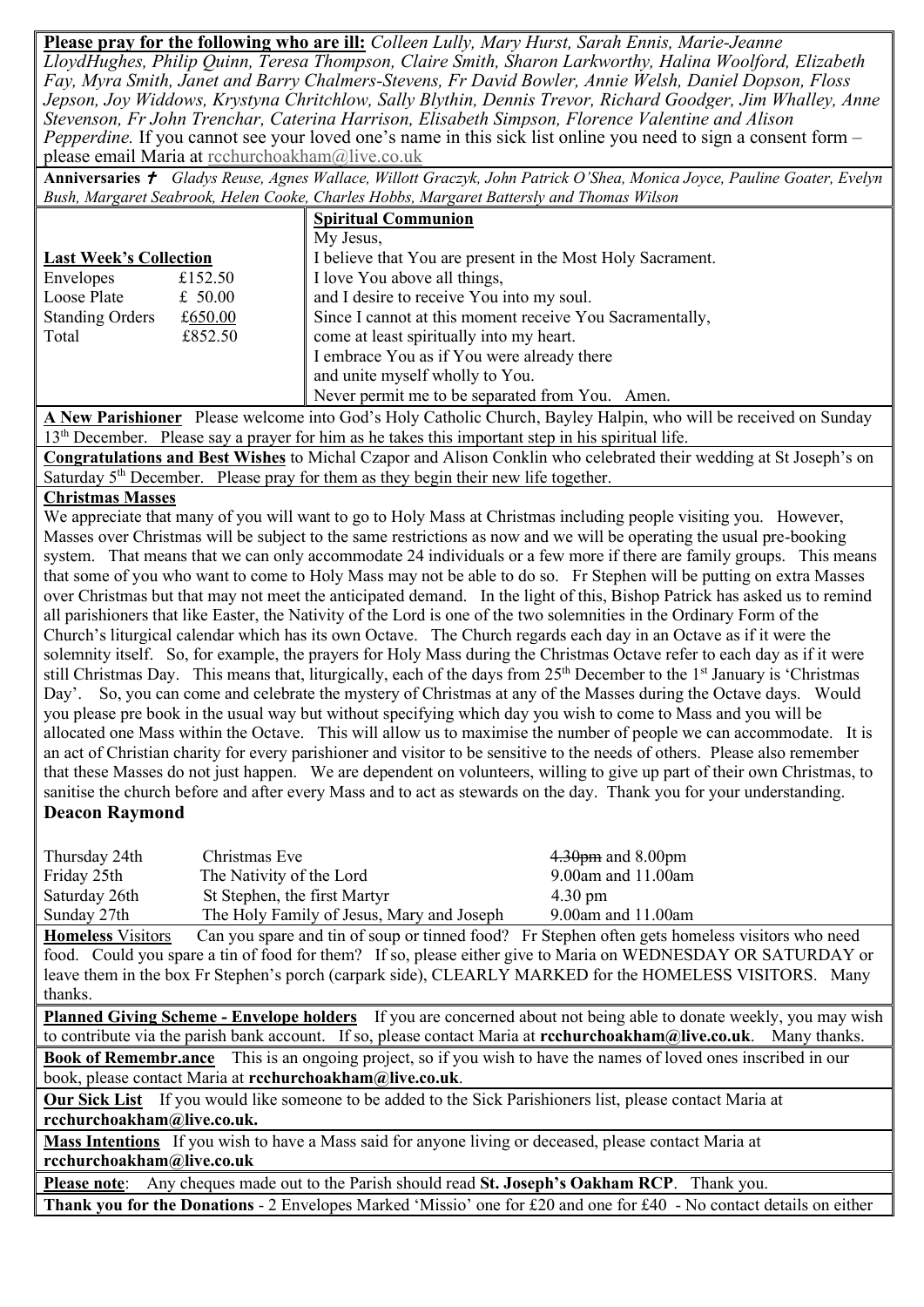**Please pray for the following who are ill:** *Colleen Lully, Mary Hurst, Sarah Ennis, Marie-Jeanne LloydHughes, Philip Quinn, Teresa Thompson, Claire Smith, Sharon Larkworthy, Halina Woolford, Elizabeth Fay, Myra Smith, Janet and Barry Chalmers-Stevens, Fr David Bowler, Annie Welsh, Daniel Dopson, Floss Jepson, Joy Widdows, Krystyna Chritchlow, Sally Blythin, Dennis Trevor, Richard Goodger, Jim Whalley, Anne Stevenson, Fr John Trenchar, Caterina Harrison, Elisabeth Simpson, Florence Valentine and Alison Pepperdine.* If you cannot see your loved one's name in this sick list online you need to sign a consent form – please email Maria at rcchurchoakham@live.co.uk

**Anniversaries** ✝ *Gladys Reuse, Agnes Wallace, Willott Graczyk, John Patrick O'Shea, Monica Joyce, Pauline Goater, Evelyn Bush, Margaret Seabrook, Helen Cooke, Charles Hobbs, Margaret Battersly and Thomas Wilson*

**Last Week's Collection**

| | |
|---|---|
| Envelopes | £152.50 |
| Loose Plate | £ 50.00 |
| Standing Orders | £650.00 |
| Total | £852.50 |

**Spiritual Communion**

My Jesus,
I believe that You are present in the Most Holy Sacrament.
I love You above all things,
and I desire to receive You into my soul.
Since I cannot at this moment receive You Sacramentally,
come at least spiritually into my heart.
I embrace You as if You were already there
and unite myself wholly to You.
Never permit me to be separated from You. Amen.

**A New Parishioner** Please welcome into God's Holy Catholic Church, Bayley Halpin, who will be received on Sunday 13th December. Please say a prayer for him as he takes this important step in his spiritual life.

**Congratulations and Best Wishes** to Michal Czapor and Alison Conklin who celebrated their wedding at St Joseph's on Saturday 5th December. Please pray for them as they begin their new life together.

**Christmas Masses**

We appreciate that many of you will want to go to Holy Mass at Christmas including people visiting you. However, Masses over Christmas will be subject to the same restrictions as now and we will be operating the usual pre-booking system. That means that we can only accommodate 24 individuals or a few more if there are family groups. This means that some of you who want to come to Holy Mass may not be able to do so. Fr Stephen will be putting on extra Masses over Christmas but that may not meet the anticipated demand. In the light of this, Bishop Patrick has asked us to remind all parishioners that like Easter, the Nativity of the Lord is one of the two solemnities in the Ordinary Form of the Church's liturgical calendar which has its own Octave. The Church regards each day in an Octave as if it were the solemnity itself. So, for example, the prayers for Holy Mass during the Christmas Octave refer to each day as if it were still Christmas Day. This means that, liturgically, each of the days from 25th December to the 1st January is 'Christmas Day'. So, you can come and celebrate the mystery of Christmas at any of the Masses during the Octave days. Would you please pre book in the usual way but without specifying which day you wish to come to Mass and you will be allocated one Mass within the Octave. This will allow us to maximise the number of people we can accommodate. It is an act of Christian charity for every parishioner and visitor to be sensitive to the needs of others. Please also remember that these Masses do not just happen. We are dependent on volunteers, willing to give up part of their own Christmas, to sanitise the church before and after every Mass and to act as stewards on the day. Thank you for your understanding.

**Deacon Raymond**

| | | |
|---|---|---|
| Thursday 24th | Christmas Eve | ~~4.30pm~~ and 8.00pm |
| Friday 25th | The Nativity of the Lord | 9.00am and 11.00am |
| Saturday 26th | St Stephen, the first Martyr | 4.30 pm |
| Sunday 27th | The Holy Family of Jesus, Mary and Joseph | 9.00am and 11.00am |

**Homeless** Visitors Can you spare and tin of soup or tinned food? Fr Stephen often gets homeless visitors who need food. Could you spare a tin of food for them? If so, please either give to Maria on WEDNESDAY OR SATURDAY or leave them in the box Fr Stephen's porch (carpark side), CLEARLY MARKED for the HOMELESS VISITORS. Many thanks.

**Planned Giving Scheme - Envelope holders** If you are concerned about not being able to donate weekly, you may wish to contribute via the parish bank account. If so, please contact Maria at **rcchurchoakham@live.co.uk**. Many thanks.

**Book of Remembr.ance** This is an ongoing project, so if you wish to have the names of loved ones inscribed in our book, please contact Maria at **rcchurchoakham@live.co.uk**.

**Our Sick List** If you would like someone to be added to the Sick Parishioners list, please contact Maria at **rcchurchoakham@live.co.uk.**

**Mass Intentions** If you wish to have a Mass said for anyone living or deceased, please contact Maria at **rcchurchoakham@live.co.uk**

**Please note**: Any cheques made out to the Parish should read **St. Joseph's Oakham RCP**. Thank you.

**Thank you for the Donations** - 2 Envelopes Marked 'Missio' one for £20 and one for £40 - No contact details on either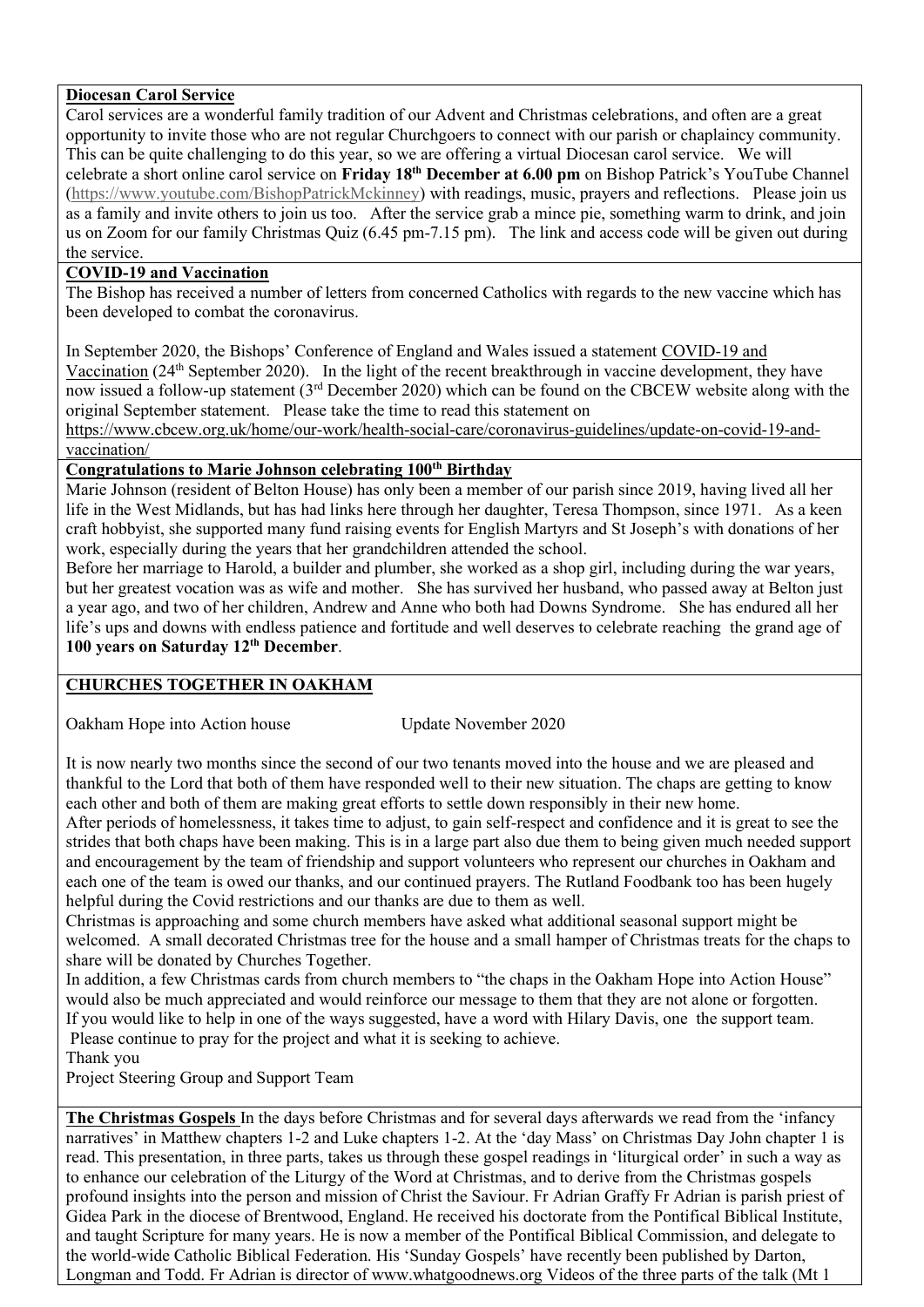**Diocesan Carol Service**

Carol services are a wonderful family tradition of our Advent and Christmas celebrations, and often are a great opportunity to invite those who are not regular Churchgoers to connect with our parish or chaplaincy community. This can be quite challenging to do this year, so we are offering a virtual Diocesan carol service. We will celebrate a short online carol service on **Friday 18th December at 6.00 pm** on Bishop Patrick's YouTube Channel (https://www.youtube.com/BishopPatrickMckinney) with readings, music, prayers and reflections. Please join us as a family and invite others to join us too. After the service grab a mince pie, something warm to drink, and join us on Zoom for our family Christmas Quiz (6.45 pm-7.15 pm). The link and access code will be given out during the service.

**COVID-19 and Vaccination**

The Bishop has received a number of letters from concerned Catholics with regards to the new vaccine which has been developed to combat the coronavirus.

In September 2020, the Bishops' Conference of England and Wales issued a statement COVID-19 and Vaccination (24th September 2020). In the light of the recent breakthrough in vaccine development, they have now issued a follow-up statement (3rd December 2020) which can be found on the CBCEW website along with the original September statement. Please take the time to read this statement on https://www.cbcew.org.uk/home/our-work/health-social-care/coronavirus-guidelines/update-on-covid-19-and-vaccination/

**Congratulations to Marie Johnson celebrating 100th Birthday**

Marie Johnson (resident of Belton House) has only been a member of our parish since 2019, having lived all her life in the West Midlands, but has had links here through her daughter, Teresa Thompson, since 1971. As a keen craft hobbyist, she supported many fund raising events for English Martyrs and St Joseph's with donations of her work, especially during the years that her grandchildren attended the school.

Before her marriage to Harold, a builder and plumber, she worked as a shop girl, including during the war years, but her greatest vocation was as wife and mother. She has survived her husband, who passed away at Belton just a year ago, and two of her children, Andrew and Anne who both had Downs Syndrome. She has endured all her life's ups and downs with endless patience and fortitude and well deserves to celebrate reaching the grand age of **100 years on Saturday 12th December**.

**CHURCHES TOGETHER IN OAKHAM**

Oakham Hope into Action house Update November 2020

It is now nearly two months since the second of our two tenants moved into the house and we are pleased and thankful to the Lord that both of them have responded well to their new situation. The chaps are getting to know each other and both of them are making great efforts to settle down responsibly in their new home.

After periods of homelessness, it takes time to adjust, to gain self-respect and confidence and it is great to see the strides that both chaps have been making. This is in a large part also due them to being given much needed support and encouragement by the team of friendship and support volunteers who represent our churches in Oakham and each one of the team is owed our thanks, and our continued prayers. The Rutland Foodbank too has been hugely helpful during the Covid restrictions and our thanks are due to them as well.

Christmas is approaching and some church members have asked what additional seasonal support might be welcomed. A small decorated Christmas tree for the house and a small hamper of Christmas treats for the chaps to share will be donated by Churches Together.

In addition, a few Christmas cards from church members to "the chaps in the Oakham Hope into Action House" would also be much appreciated and would reinforce our message to them that they are not alone or forgotten.

If you would like to help in one of the ways suggested, have a word with Hilary Davis, one the support team.

Please continue to pray for the project and what it is seeking to achieve.

Thank you

Project Steering Group and Support Team

**The Christmas Gospels** In the days before Christmas and for several days afterwards we read from the 'infancy narratives' in Matthew chapters 1-2 and Luke chapters 1-2. At the 'day Mass' on Christmas Day John chapter 1 is read. This presentation, in three parts, takes us through these gospel readings in 'liturgical order' in such a way as to enhance our celebration of the Liturgy of the Word at Christmas, and to derive from the Christmas gospels profound insights into the person and mission of Christ the Saviour. Fr Adrian Graffy Fr Adrian is parish priest of Gidea Park in the diocese of Brentwood, England. He received his doctorate from the Pontifical Biblical Institute, and taught Scripture for many years. He is now a member of the Pontifical Biblical Commission, and delegate to the world-wide Catholic Biblical Federation. His 'Sunday Gospels' have recently been published by Darton, Longman and Todd. Fr Adrian is director of www.whatgoodnews.org Videos of the three parts of the talk (Mt 1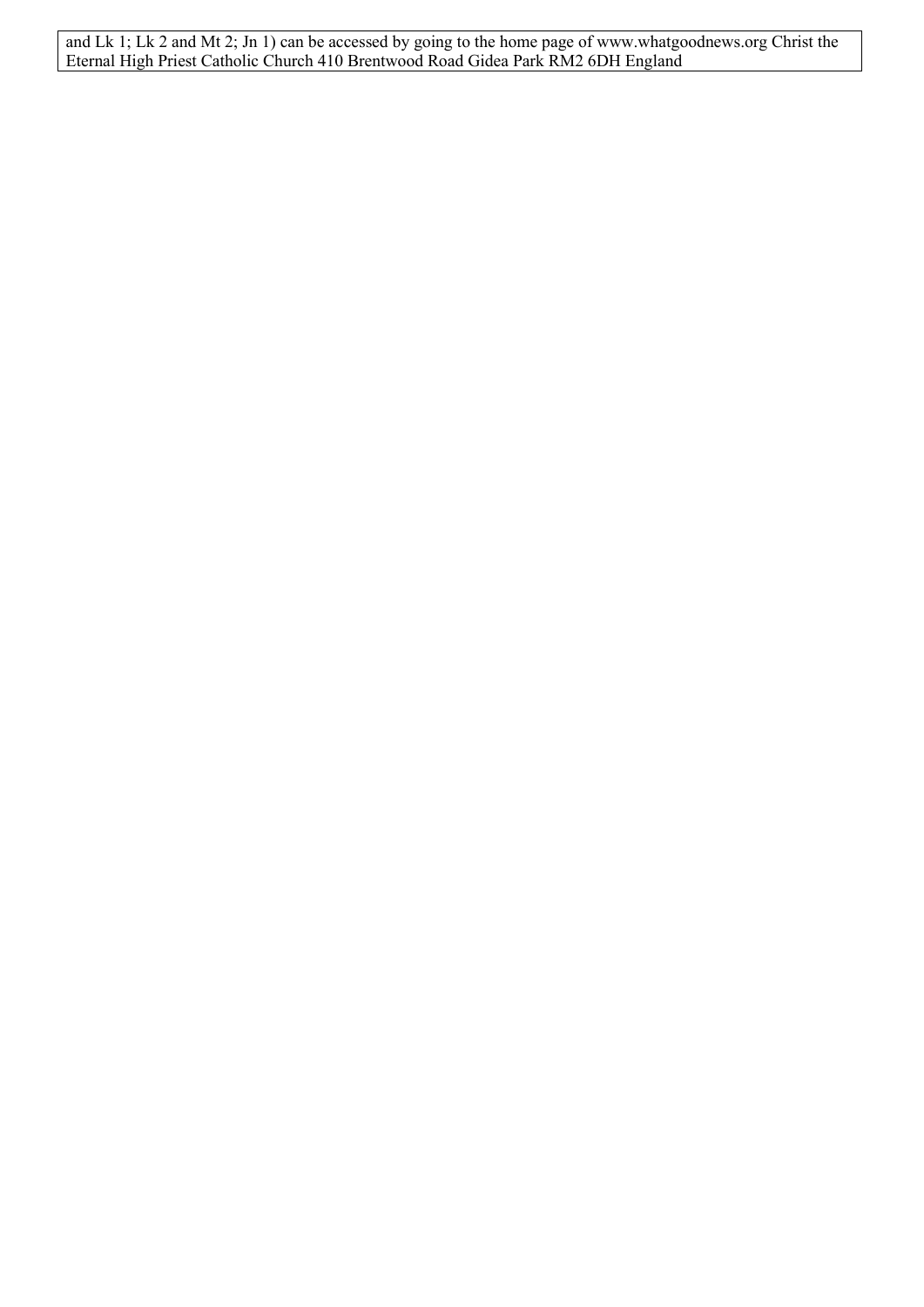and Lk 1; Lk 2 and Mt 2; Jn 1) can be accessed by going to the home page of www.whatgoodnews.org Christ the Eternal High Priest Catholic Church 410 Brentwood Road Gidea Park RM2 6DH England